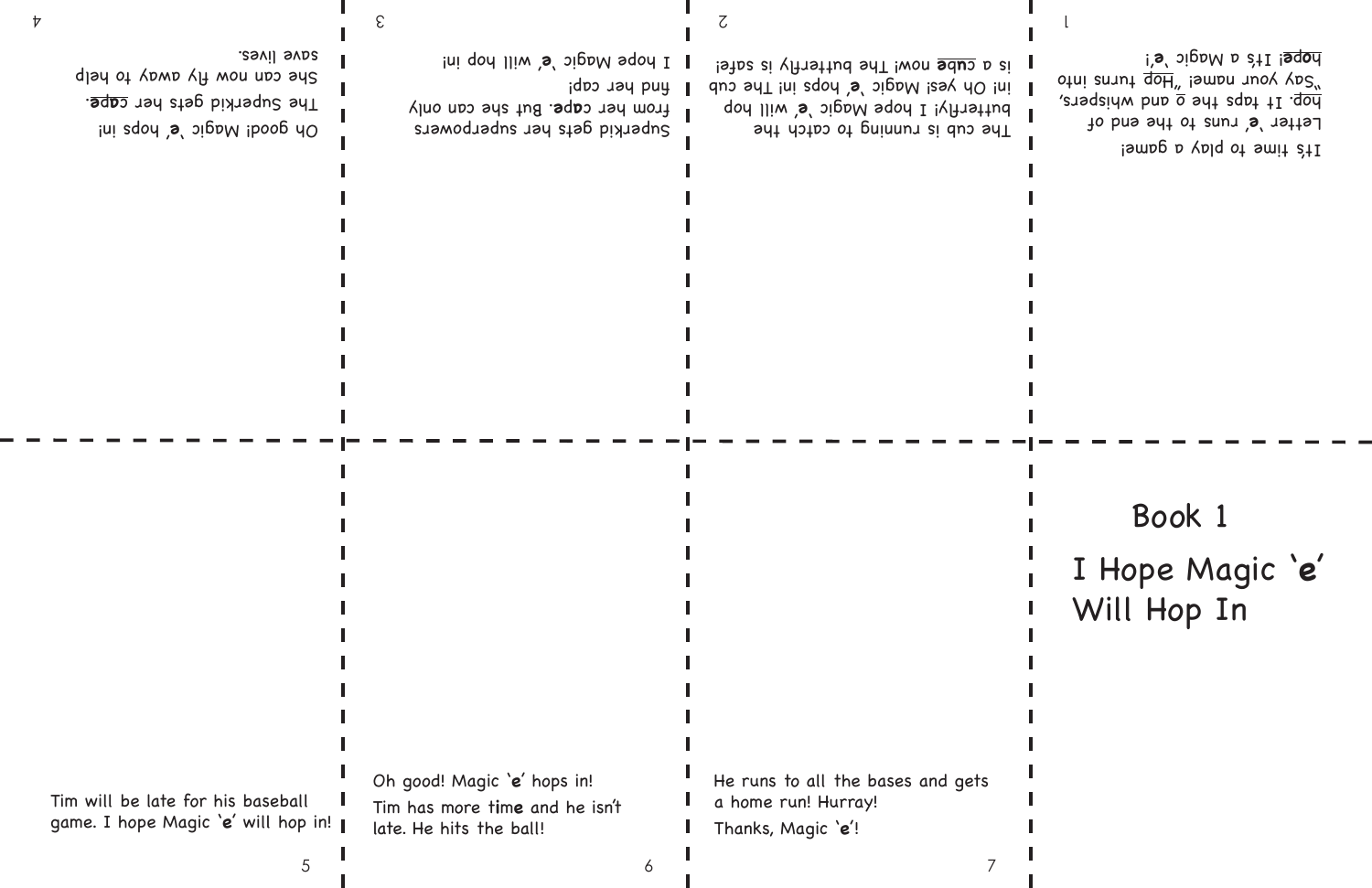# Book 1

## I Hope Magic '**e**' Will Hop In

It's time to play a game!

Letter '**e**' runs to the end of hop. It taps the o and whispers, "Say your name!" "Hop turns into **hope**! It's a Magic '**e**'!

The cub is running to catch the butterfly! I hope Magic '**e**' will hop in! Oh yes! Magic '**e**' hops in! The cub is a **cube** now! The butterfly is safe!

Superkid gets her superpowers from her **cape**. But she can only find her cap!

I hope Magic '**e**' will hop in!

Oh good! Magic '**e**' hops in! The Superkid gets her **cape**. She can now fly away to help save lives.

Tim will be late for his baseball game. I hope Magic '**e**' will hop in!

Oh good! Magic '**e**' hops in!

Tim has more ti**me** and he isn't late. He hits the ball!

He runs to all the bases and gets a home run! Hurray!

Thanks, Magic '**e**'!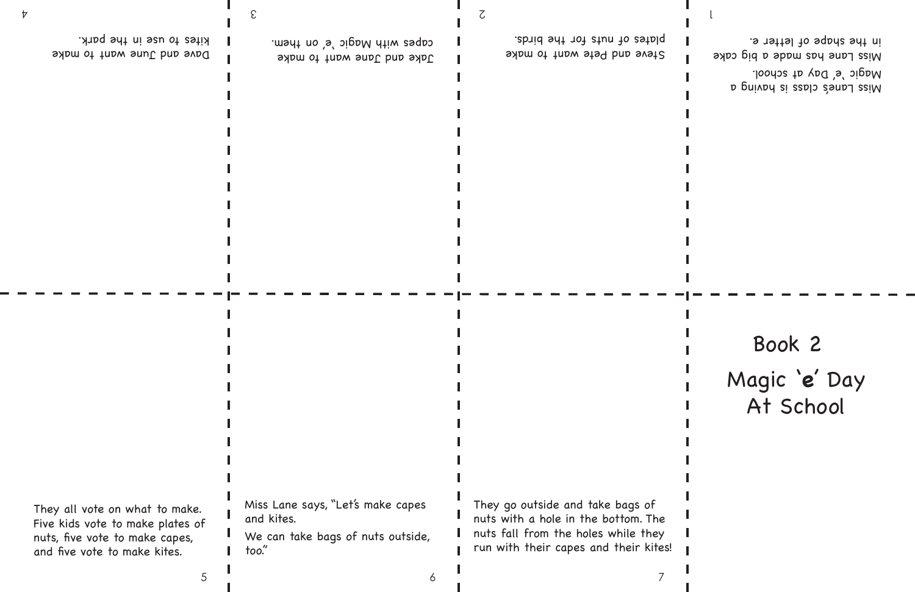# Book 2

## Magic '**e**' Day At School

Miss Lane's class is having a Magic 'e' Day at school. Miss Lane has made a big cake in the shape of letter e.

Steve and Pete want to make plates of nuts for the birds.

Jake and Jane want to make capes with Magic 'e' on them.

Dave and June want to make kites to use in the park.

They all vote on what to make. Five kids vote to make plates of nuts, five vote to make capes, and five vote to make kites.

Miss Lane says, "Let's make capes and kites.

We can take bags of nuts outside, too."

They go outside and take bags of nuts with a hole in the bottom. The nuts fall from the holes while they run with their capes and their kites!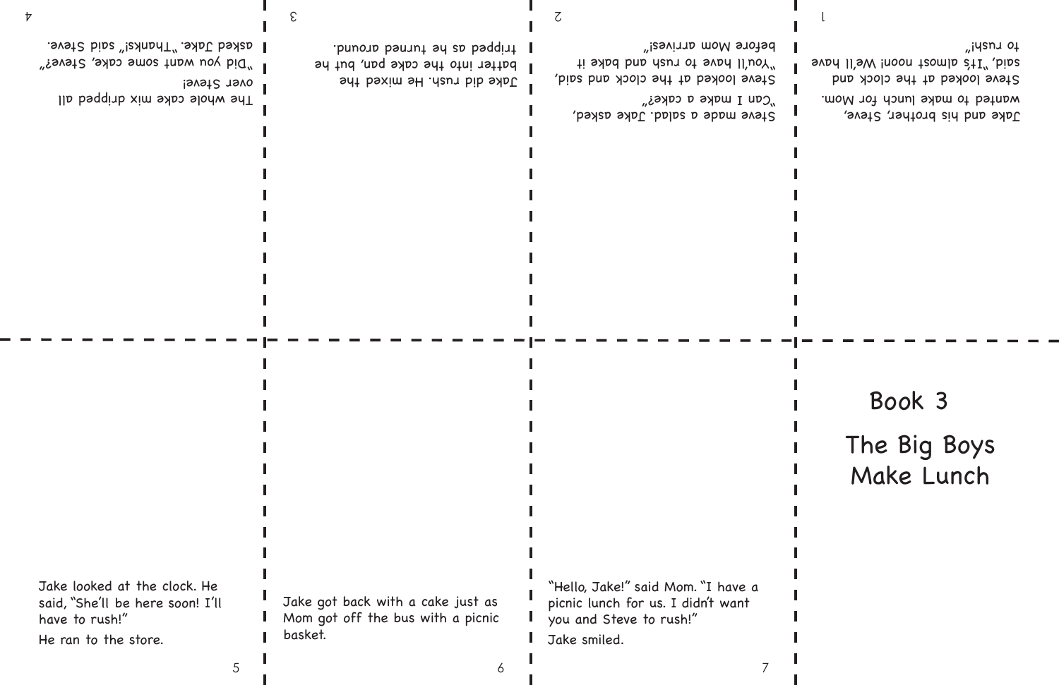# Book 3

## The Big Boys Make Lunch

Jake and his brother, Steve, wanted to make lunch for Mom. Steve looked at the clock and said, "It's almost noon! We'll have to rush!"

Steve made a salad. Jake asked, "Can I make a cake?" Steve looked at the clock and said, "You'll have to rush and bake it before Mom arrives!"

Jake did rush. He mixed the batter into the cake pan, but he tripped as he turned around.

The whole cake mix dripped all over Steve! "Did you want some cake, Steve?" asked Jake. "Thanks!" said Steve.

Jake looked at the clock. He said, "She'll be here soon! I'll have to rush!"

He ran to the store.

Jake got back with a cake just as Mom got off the bus with a picnic basket.

"Hello, Jake!" said Mom. "I have a picnic lunch for us. I didn't want you and Steve to rush!"

Jake smiled.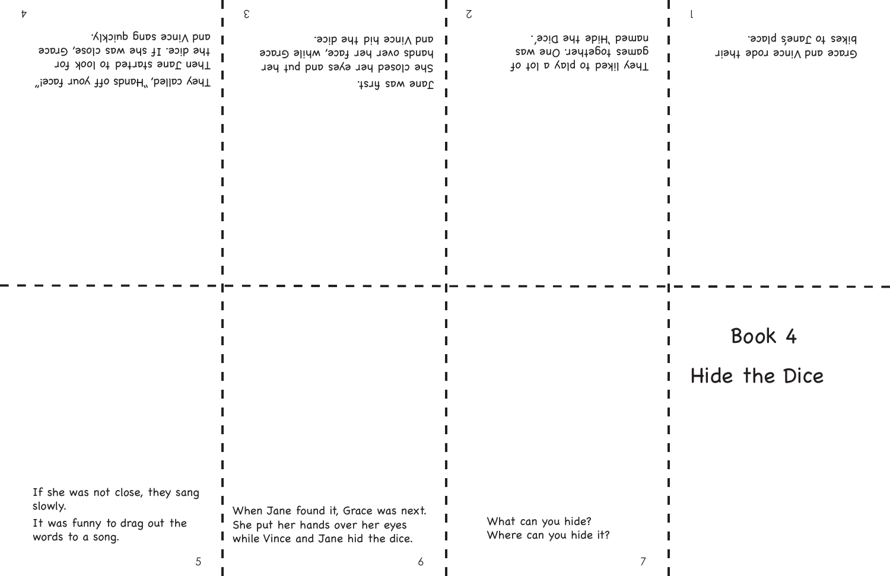# Book 4

# Hide the Dice

Grace and Vince rode their bikes to Jane's place.

They liked to play a lot of games together. One was named 'Hide the Dice'.

Jane was first.
She closed her eyes and put her hands over her face, while Grace and Vince hid the dice.

They called, "Hands off your face!"
Then Jane started to look for the dice. If she was close, Grace and Vince sang quickly.

If she was not close, they sang slowly.

It was funny to drag out the words to a song.

When Jane found it, Grace was next. She put her hands over her eyes while Vince and Jane hid the dice.

What can you hide?
Where can you hide it?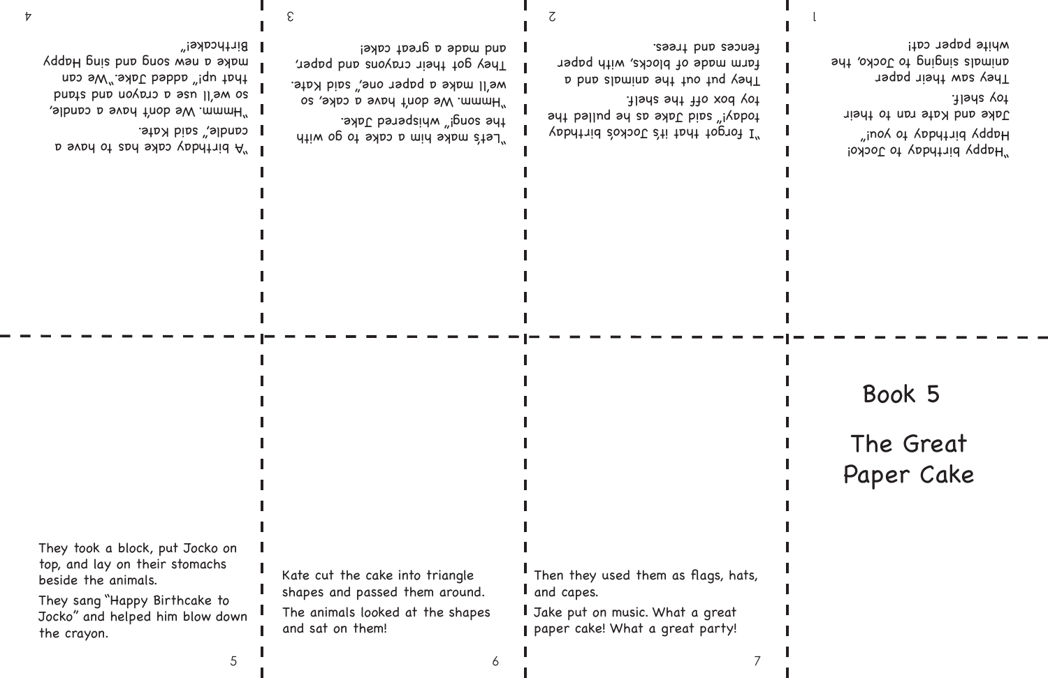# Book 5

## The Great Paper Cake

"Happy birthday to Jocko! Happy birthday to you!" Jake and Kate ran to their toy shelf. They saw their paper animals singing to Jocko, the white paper cat!

"I forgot that it's Jocko's birthday today!" said Jake as he pulled the toy box off the shelf. They put out the animals and a farm made of blocks, with paper fences and trees.

"Let's make him a cake to go with the song!" whispered Jake. "Hmmm. We don't have a cake, so we'll make a paper one," said Kate. They got their crayons and paper, and made a great cake!

"A birthday cake has to have a candle," said Kate. "Hmmm. We don't have a candle, so we'll use a crayon and stand that up!" added Jake. "We can make a new song and sing Happy Birthcake!"

They took a block, put Jocko on top, and lay on their stomachs beside the animals.

They sang "Happy Birthcake to Jocko" and helped him blow down the crayon.

Kate cut the cake into triangle shapes and passed them around.

The animals looked at the shapes and sat on them!

Then they used them as flags, hats, and capes.

Jake put on music. What a great paper cake! What a great party!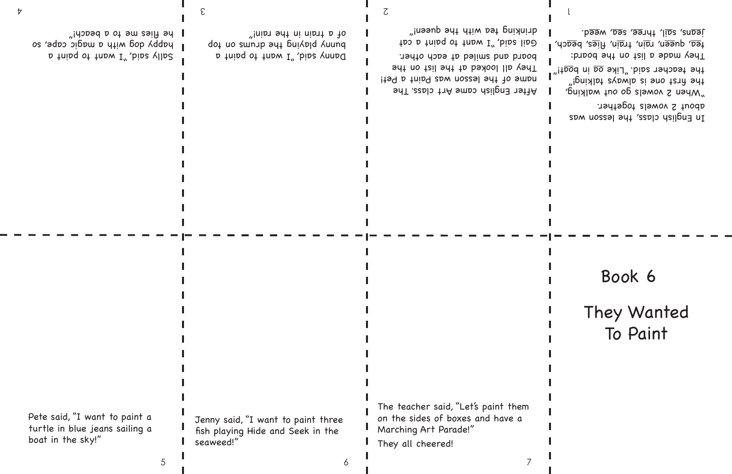# Book 6

## They Wanted To Paint

In English class, the lesson was about 2 vowels together.

"When 2 vowels go out walking, the first one is always talking!" the teacher said. "Like oa in boat!"

They made a list on the board: tea, queen, rain, train, flies, beach, jeans, sail, three, sea, weed.

After English came Art class. The name of the lesson was Paint a Pet! They all looked at the list on the board and smiled at each other.

Gail said, "I want to paint a cat drinking tea with the queen!"

Danny said, "I want to paint a bunny playing the drums on top of a train in the rain!"

Sally said, "I want to paint a happy dog with a magic cape, so he flies me to a beach!"

Pete said, "I want to paint a turtle in blue jeans sailing a boat in the sky!"

Jenny said, "I want to paint three fish playing Hide and Seek in the seaweed!"

The teacher said, "Let's paint them on the sides of boxes and have a Marching Art Parade!"

They all cheered!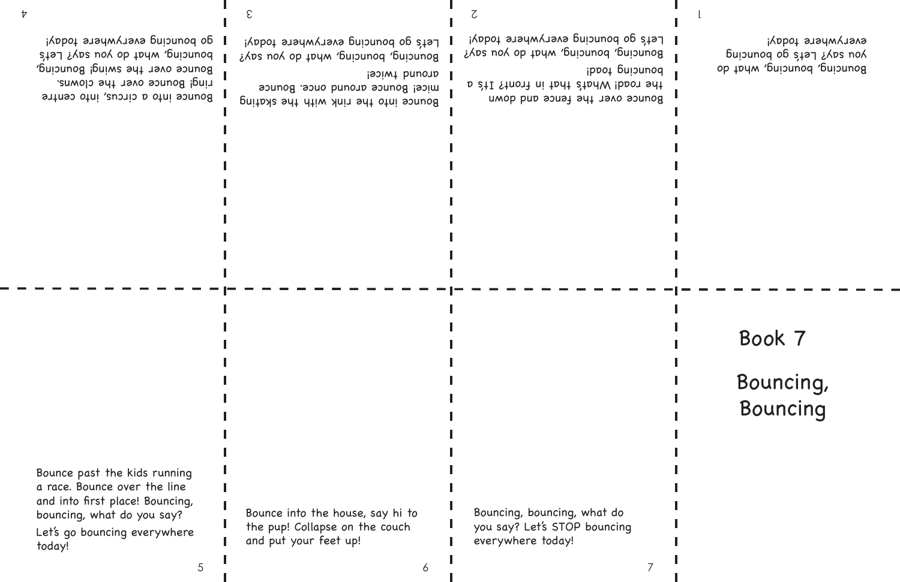# Book 7

## Bouncing, Bouncing

Bouncing, bouncing, what do you say? Let's go bouncing everywhere today!

Bounce over the fence and down the road! What's that in front? It's a bouncing toad! Bouncing, bouncing, what do you say? Let's go bouncing everywhere today!

Bounce into the rink with the skating mice! Bounce around once. Bounce around twice! Bouncing, bouncing, what do you say? Let's go bouncing everywhere today!

Bounce into a circus, into centre ring! Bounce over the clowns. Bounce over the swing! Bouncing, bouncing, what do you say? Let's go bouncing everywhere today!

Bounce past the kids running a race. Bounce over the line and into first place! Bouncing, bouncing, what do you say?

Let's go bouncing everywhere today!

Bounce into the house, say hi to the pup! Collapse on the couch and put your feet up!

Bouncing, bouncing, what do you say? Let's STOP bouncing everywhere today!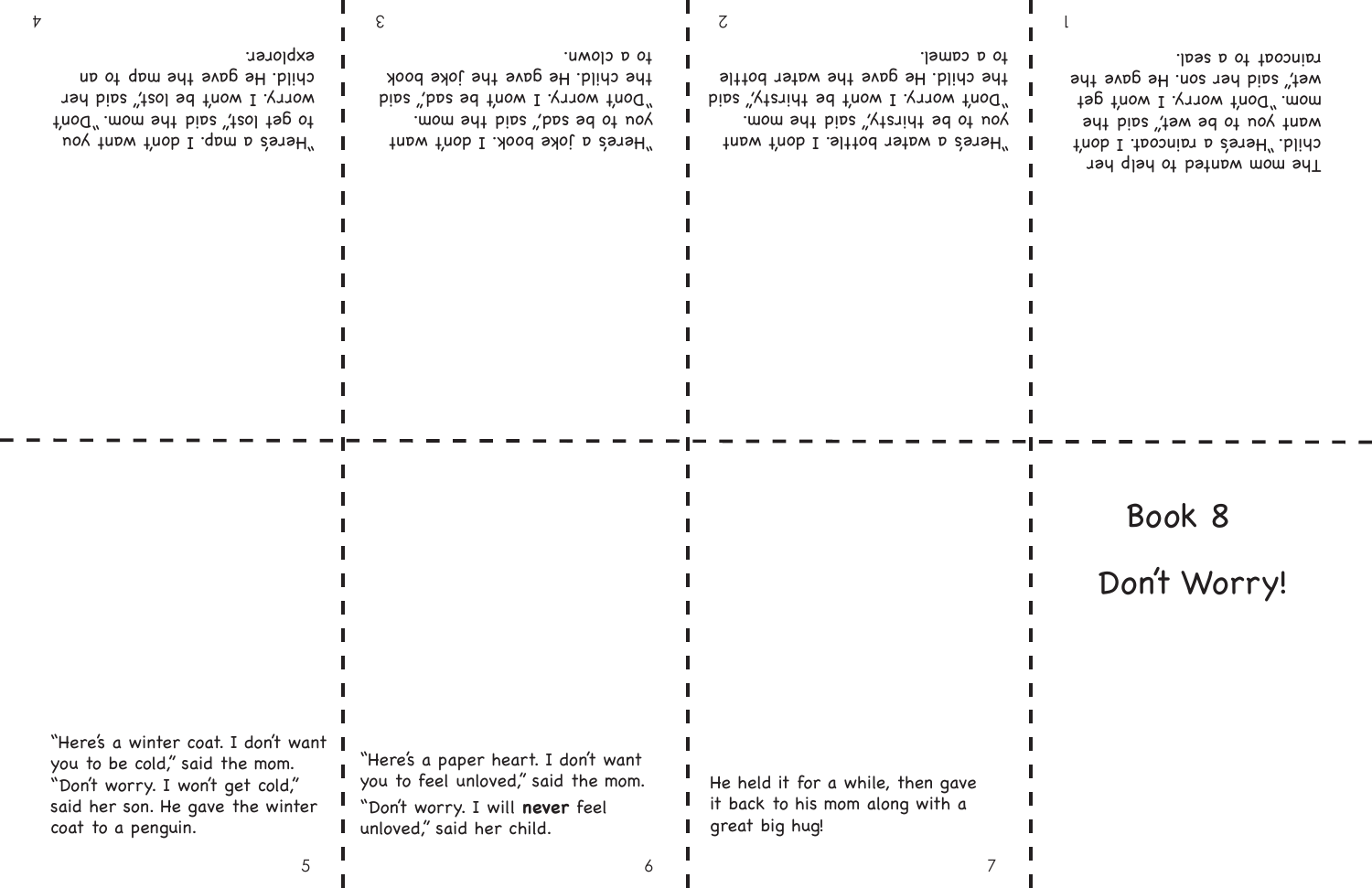# Book 8

## Don't Worry!

The mom wanted to help her child. "Here's a raincoat. I don't want you to be wet," said the mom. "Don't worry. I won't get wet," said her son. He gave the raincoat to a seal.

"Here's a water bottle. I don't want you to be thirsty," said the mom. "Don't worry. I won't be thirsty," said the child. He gave the water bottle to a camel.

"Here's a joke book. I don't want you to be sad," said the mom. "Don't worry. I won't be sad," said the child. He gave the joke book to a clown.

"Here's a map. I don't want you to get lost," said the mom. "Don't worry. I won't be lost," said her child. He gave the map to an explorer.

"Here's a winter coat. I don't want you to be cold," said the mom. "Don't worry. I won't get cold," said her son. He gave the winter coat to a penguin.

"Here's a paper heart. I don't want you to feel unloved," said the mom. "Don't worry. I will **never** feel unloved," said her child.

He held it for a while, then gave it back to his mom along with a great big hug!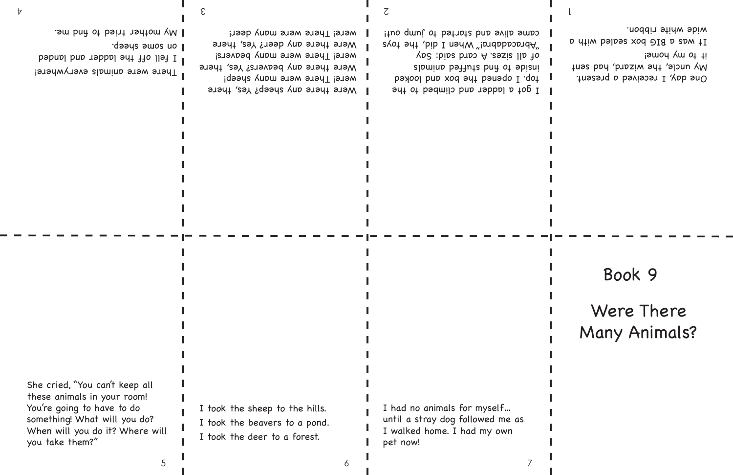# Book 9

## Were There Many Animals?

One day, I received a present. My uncle, the wizard, had sent it to my home! It was a BIG box sealed with a wide white ribbon.

I got a ladder and climbed to the top. I opened the box and looked inside to find stuffed animals of all sizes. A card said: Say "Abracadabra!" When I did, the toys came alive and started to jump out!

Were there any sheep? Yes, there were! There were many sheep! Were there any beavers? Yes, there were! There were many beavers! Were there any deer? Yes, there were! There were many deer!

There were animals everywhere! I fell off the ladder and landed on some sheep. My mother tried to find me.

She cried, "You can't keep all these animals in your room! You're going to have to do something! What will you do? When will you do it? Where will you take them?"

I took the sheep to the hills.
I took the beavers to a pond.
I took the deer to a forest.

I had no animals for myself... until a stray dog followed me as I walked home. I had my own pet now!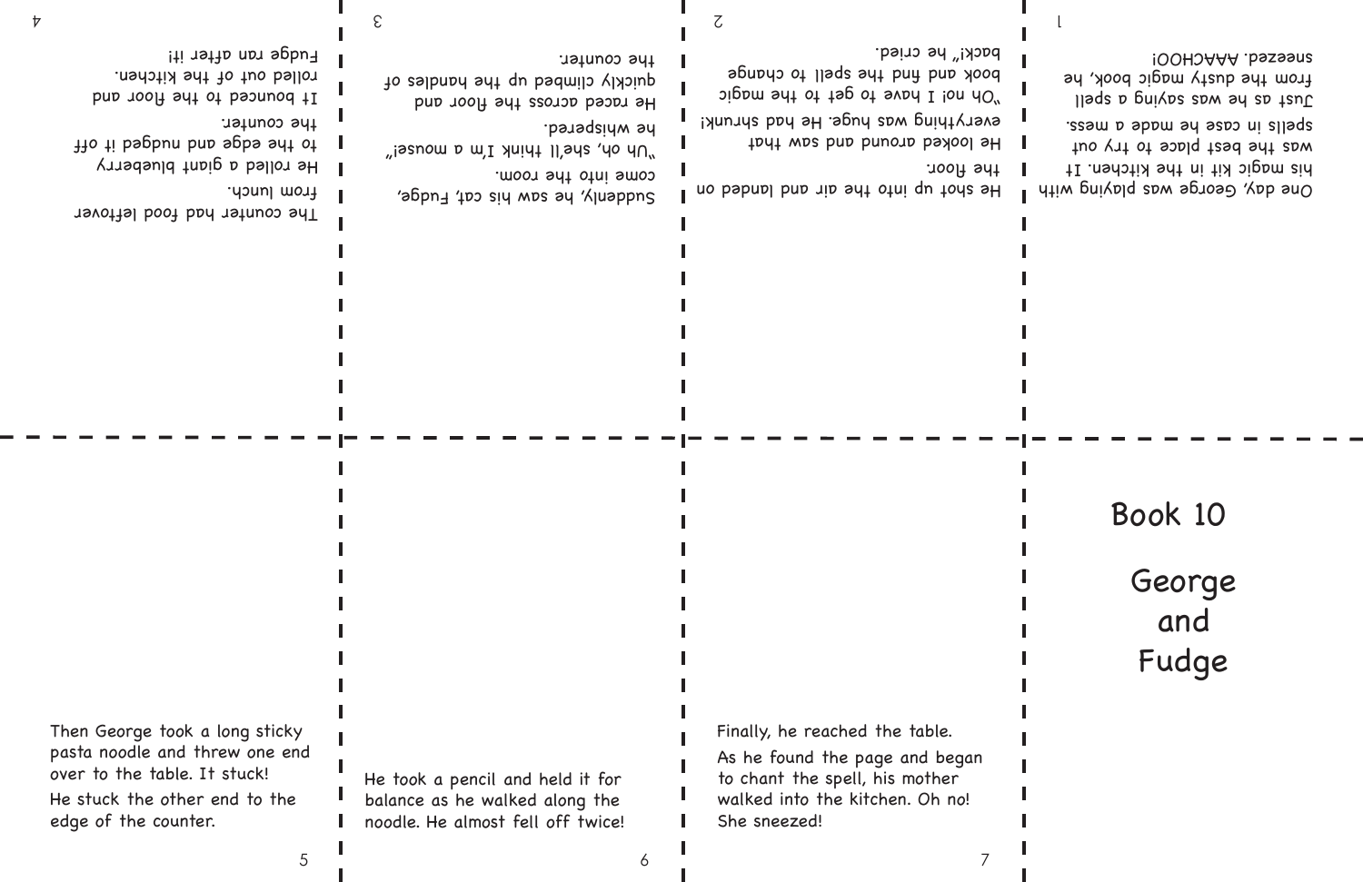# Book 10

## George and Fudge

One day, George was playing with his magic kit in the kitchen. It was the best place to try out spells in case he made a mess. Just as he was saying a spell from the dusty magic book, he sneezed. AAACHOO!

He shot up into the air and landed on the floor.

He looked around and saw that everything was huge. He had shrunk!

"Oh no! I have to get to the magic book and find the spell to change back!" he cried.

Suddenly, he saw his cat, Fudge, come into the room.

"Uh oh, she'll think I'm a mouse!" he whispered.

He raced across the floor and quickly climbed up the handles of the counter.

The counter had food leftover from lunch.

He rolled a giant blueberry to the edge and nudged it off the counter.

It bounced to the floor and rolled out of the kitchen. Fudge ran after it!

Then George took a long sticky pasta noodle and threw one end over to the table. It stuck!

He stuck the other end to the edge of the counter.

He took a pencil and held it for balance as he walked along the noodle. He almost fell off twice!

Finally, he reached the table.

As he found the page and began to chant the spell, his mother walked into the kitchen. Oh no! She sneezed!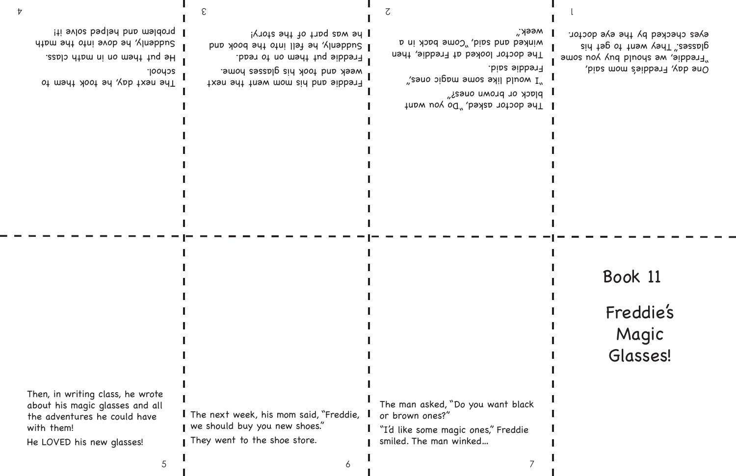# Book 11

# Freddie's Magic Glasses!

One day, Freddie's mom said, "Freddie, we should buy you some glasses." They went to get his eyes checked by the eye doctor.

The doctor asked, "Do you want black or brown ones?"

"I would like some magic ones," Freddie said.

The doctor looked at Freddie, then winked and said, "Come back in a week."

Freddie and his mom went the next week and took his glasses home.

Freddie put them on to read. Suddenly, he fell into the book and he was part of the story!

The next day, he took them to school.

He put them on in math class. Suddenly, he dove into the math problem and helped solve it!

Then, in writing class, he wrote about his magic glasses and all the adventures he could have with them!

He LOVED his new glasses!

The next week, his mom said, "Freddie, we should buy you new shoes."

They went to the shoe store.

The man asked, "Do you want black or brown ones?"

"I'd like some magic ones," Freddie smiled. The man winked...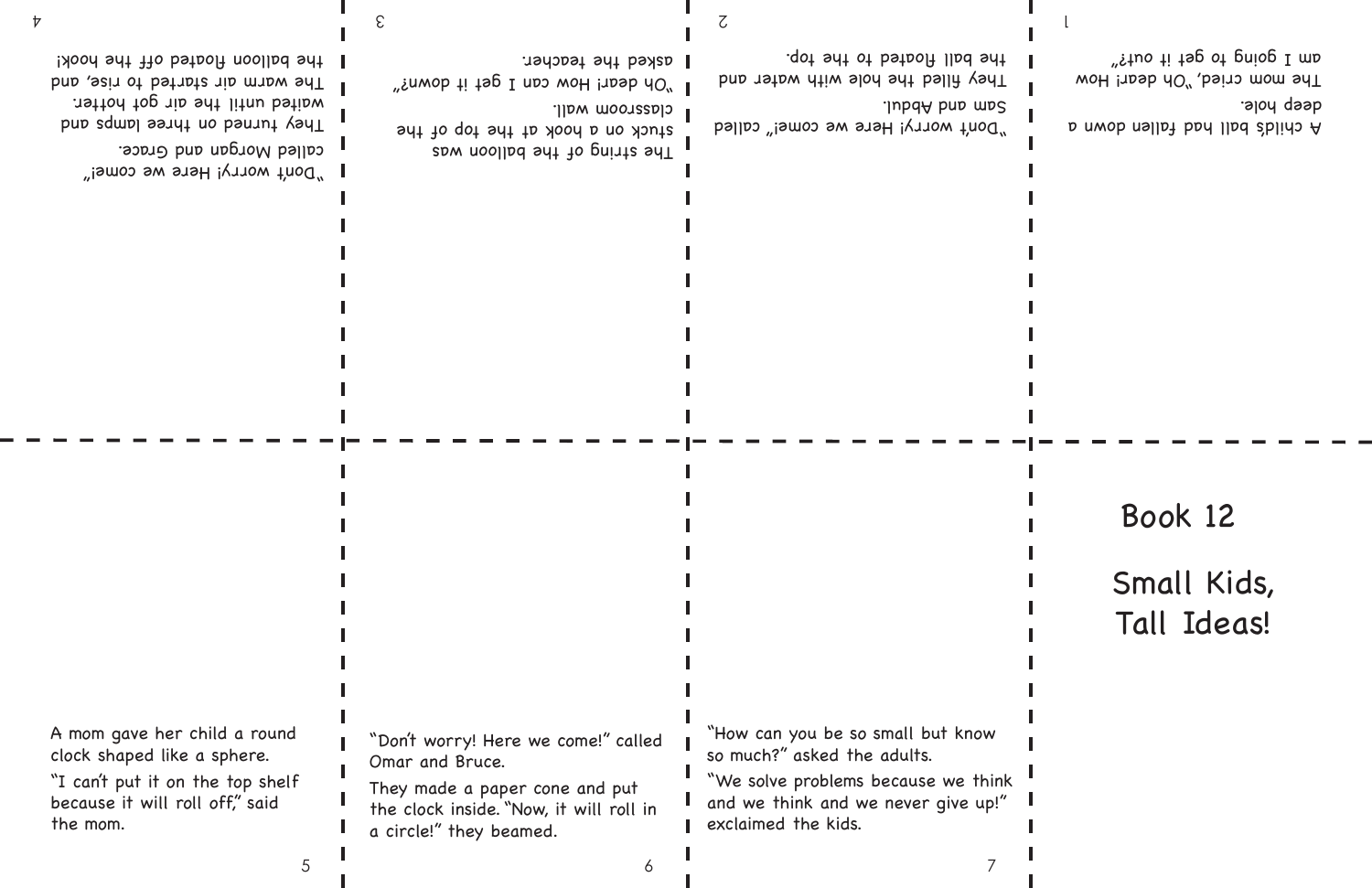# Book 12

## Small Kids, Tall Ideas!

A child's ball had fallen down a deep hole.

The mom cried, "Oh dear! How am I going to get it out?"

"Don't worry! Here we come!" called Sam and Abdul.

They filled the hole with water and the ball floated to the top.

The string of the balloon was stuck on a hook at the top of the classroom wall.

"Oh dear! How can I get it down?" asked the teacher.

"Don't worry! Here we come!" called Morgan and Grace.

They turned on three lamps and waited until the air got hotter. The warm air started to rise, and the balloon floated off the hook!

A mom gave her child a round clock shaped like a sphere.

"I can't put it on the top shelf because it will roll off," said the mom.

"Don't worry! Here we come!" called Omar and Bruce.

They made a paper cone and put the clock inside. "Now, it will roll in a circle!" they beamed.

"How can you be so small but know so much?" asked the adults.

"We solve problems because we think and we think and we never give up!" exclaimed the kids.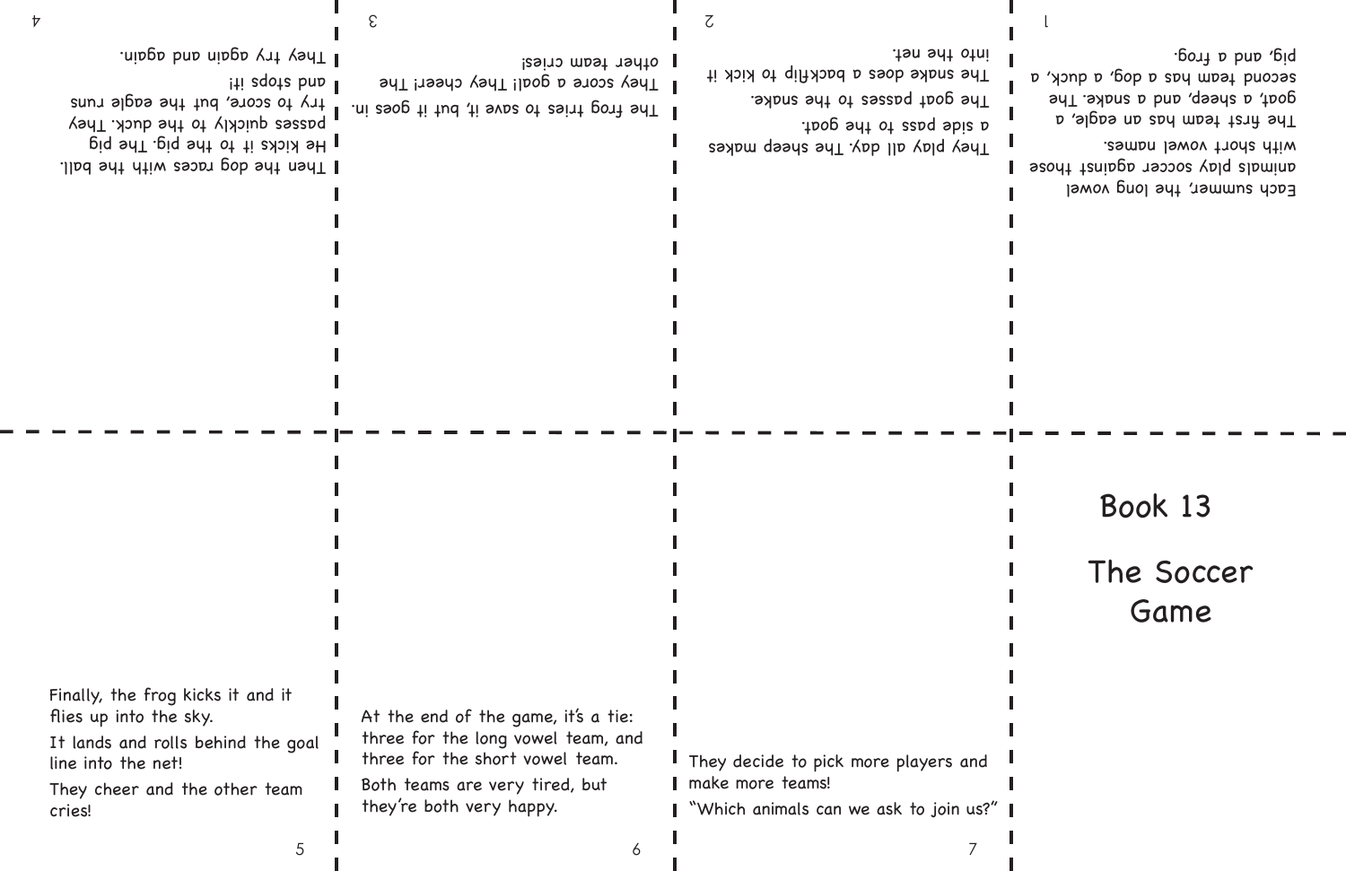# Book 13

## The Soccer Game

Each summer, the long vowel animals play soccer against those with short vowel names.

The first team has an eagle, a goat, a sheep, and a snake. The second team has a dog, a duck, a pig, and a frog.

They play all day. The sheep makes a side pass to the goat.

The goat passes to the snake.

The snake does a backflip to kick it into the net.

The frog tries to save it, but it goes in.

They score a goal! They cheer! The other team cries!

Then the dog races with the ball. He kicks it to the pig. The pig passes quickly to the duck. They try to score, but the eagle runs and stops it!

They try again and again.

Finally, the frog kicks it and it flies up into the sky.

It lands and rolls behind the goal line into the net!

They cheer and the other team cries!

At the end of the game, it's a tie: three for the long vowel team, and three for the short vowel team.

Both teams are very tired, but they're both very happy.

They decide to pick more players and make more teams!

"Which animals can we ask to join us?"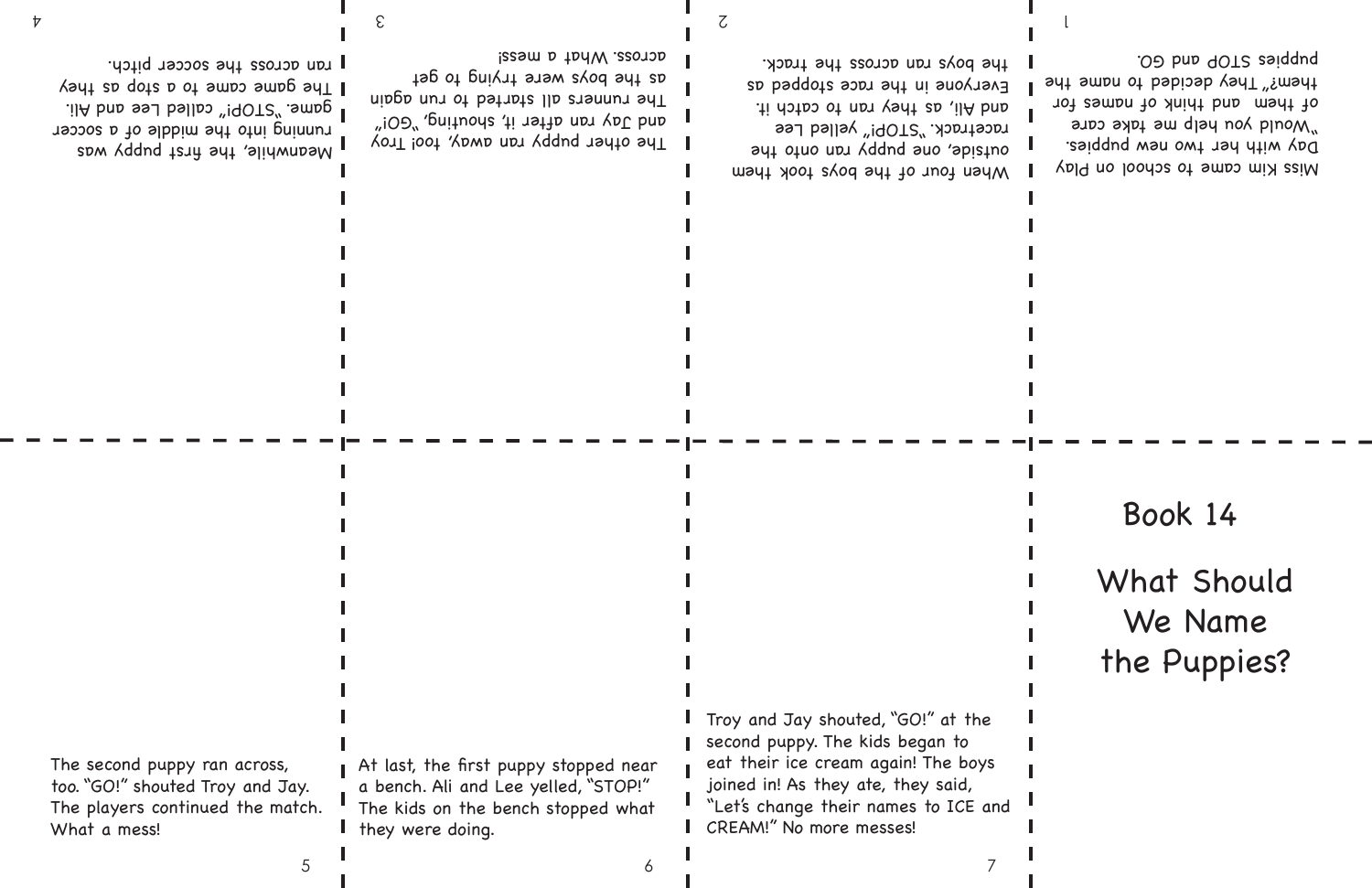# Book 14

## What Should We Name the Puppies?

Miss Kim came to school on Play Day with her two new puppies. "Would you help me take care of them and think of names for them?" They decided to name the puppies STOP and GO.

When four of the boys took them outside, one puppy ran onto the racetrack. "STOP!" yelled Lee and Ali, as they ran to catch it. Everyone in the race stopped as the boys ran across the track.

The other puppy ran away, too! Troy and Jay ran after it, shouting, "GO!" The runners all started to run again as the boys were trying to get across. What a mess!

Meanwhile, the first puppy was running into the middle of a soccer game. "STOP!" called Lee and Ali. The game came to a stop as they ran across the soccer pitch.

The second puppy ran across, too. "GO!" shouted Troy and Jay. The players continued the match. What a mess!

At last, the first puppy stopped near a bench. Ali and Lee yelled, "STOP!" The kids on the bench stopped what they were doing.

Troy and Jay shouted, "GO!" at the second puppy. The kids began to eat their ice cream again! The boys joined in! As they ate, they said, "Let's change their names to ICE and CREAM!" No more messes!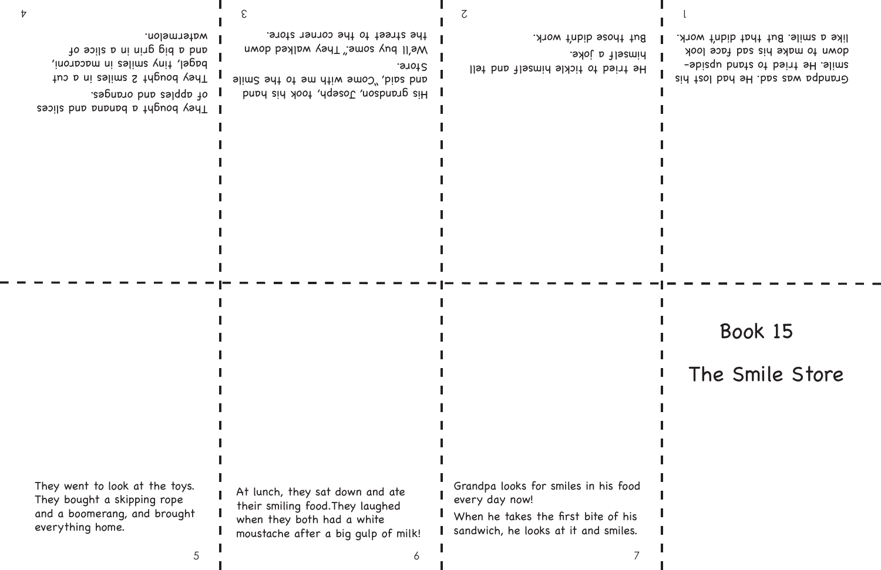# Book 15

# The Smile Store

Grandpa was sad. He had lost his smile. He tried to stand upside-down to make his sad face look like a smile. But that didn't work.

He tried to tickle himself and tell himself a joke.
But those didn't work.

His grandson, Joseph, took his hand and said, "Come with me to the Smile Store. We'll buy some." They walked down the street to the corner store.

They bought a banana and slices of apples and oranges.
They bought 2 smiles in a cut bagel, tiny smiles in macaroni, and a big grin in a slice of watermelon.

They went to look at the toys. They bought a skipping rope and a boomerang, and brought everything home.

At lunch, they sat down and ate their smiling food. They laughed when they both had a white moustache after a big gulp of milk!

Grandpa looks for smiles in his food every day now!

When he takes the first bite of his sandwich, he looks at it and smiles.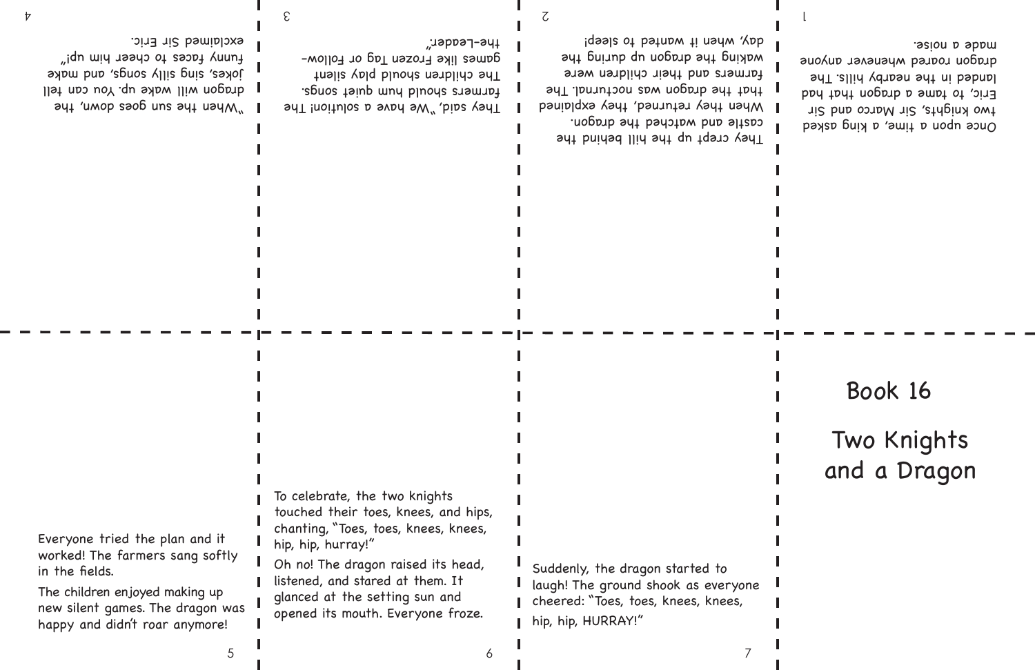# Book 16

# Two Knights and a Dragon

Once upon a time, a king asked two knights, Sir Marco and Sir Eric, to tame a dragon that had landed in the nearby hills. The dragon roared whenever anyone made a noise.

They crept up the hill behind the castle and watched the dragon. When they returned, they explained that the dragon was nocturnal. The farmers and their children were waking the dragon up during the day, when it wanted to sleep!

They said, "We have a solution! The farmers should hum quiet songs. The children should play silent games like Frozen Tag or Follow-the-Leader."

"When the sun goes down, the dragon will wake up. You can tell jokes, sing silly songs, and make funny faces to cheer him up!" exclaimed Sir Eric.

Everyone tried the plan and it worked! The farmers sang softly in the fields.

The children enjoyed making up new silent games. The dragon was happy and didn't roar anymore!

To celebrate, the two knights touched their toes, knees, and hips, chanting, "Toes, toes, knees, knees, hip, hip, hurray!"

Oh no! The dragon raised its head, listened, and stared at them. It glanced at the setting sun and opened its mouth. Everyone froze.

Suddenly, the dragon started to laugh! The ground shook as everyone cheered: "Toes, toes, knees, knees, hip, hip, HURRAY!"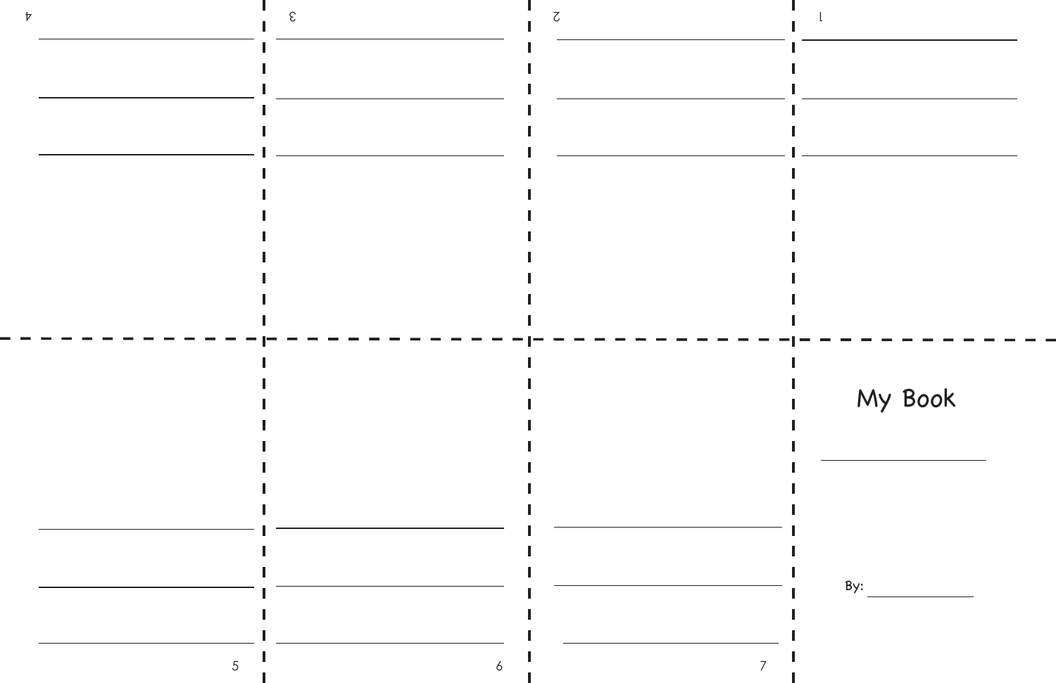# My Book

By: